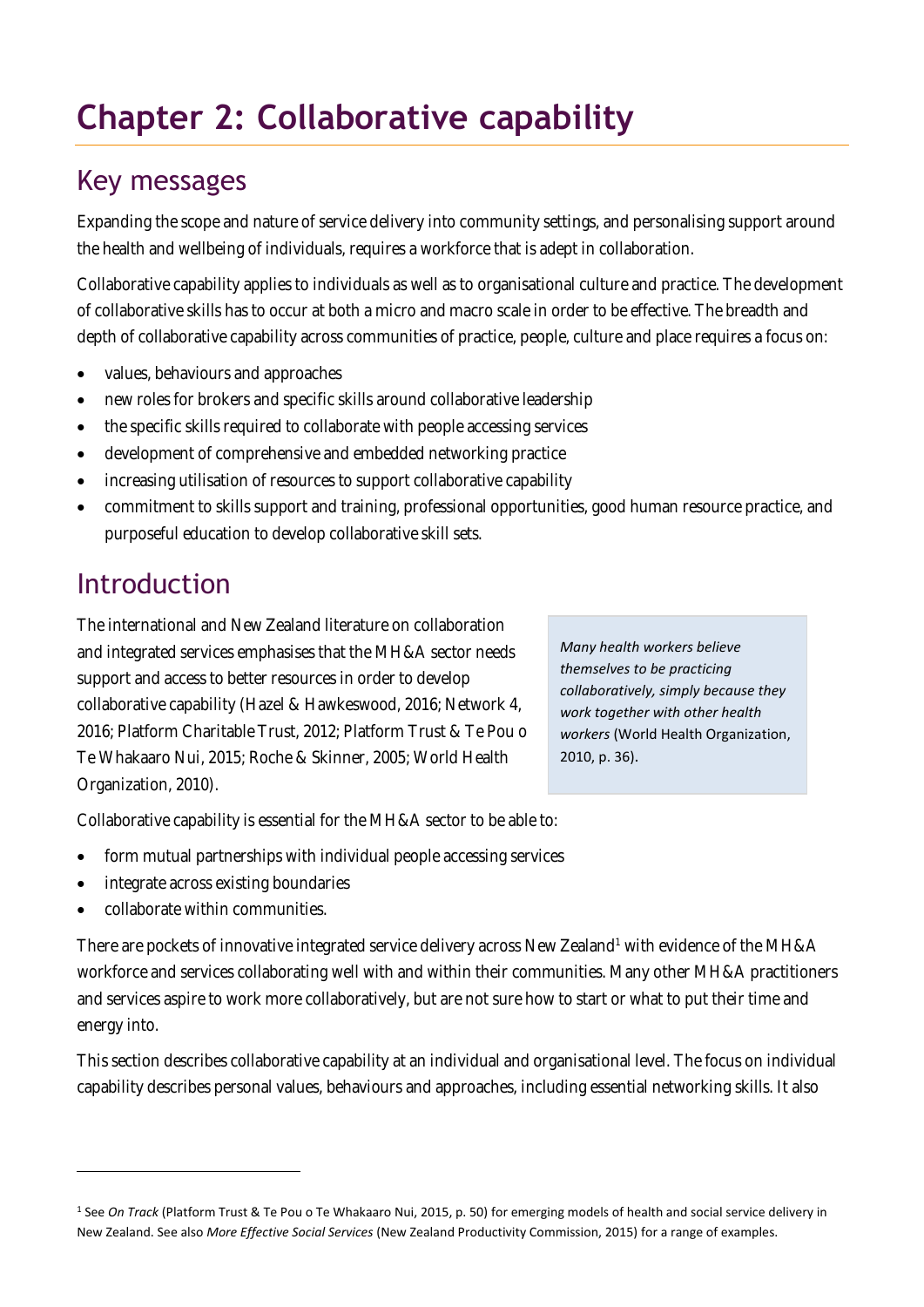# Chapter 2: Collaborative capability

## Key messages

Expanding the scope and nature of service delivery into community settings, and personalising support around the health and wellbeing of individuals, requires a workforce that is adept in collaboration.

Collaborative capability applies to individuals as well as to organisational culture and practice. The development of collaborative skills has to occur at both a micro and macro scale in order to be effective. The breadth and depth of collaborative capability across communities of practice, people, culture and place requires a focus on:

- values, behaviours and approaches
- new roles for brokers and specific skills around collaborative leadership
- the specific skills required to collaborate with people accessing services
- development of comprehensive and embedded networking practice
- increasing utilisation of resources to support collaborative capability
- commitment to skills support and training, professional opportunities, good human resource practice, and purposeful education to develop collaborative skill sets.

## Introduction

The international and New Zealand literature on collaboration and integrated services emphasises that the MH&A sector needs support and access to better resources in order to develop collaborative capability (Hazel & Hawkeswood, 2016; Network 4, 2016; Platform Charitable Trust, 2012; Platform Trust & Te Pou o Te Whakaaro Nui, 2015; Roche & Skinner, 2005; World Health Organization, 2010).

> *Many health workers believe themselves to be practicing collaboratively, simply because they work together with other health workers* (World Health Organization, 2010, p. 36).

Collaborative capability is essential for the MH&A sector to be able to:

- form mutual partnerships with individual people accessing services
- integrate across existing boundaries
- collaborate within communities.

There are pockets of innovative integrated service delivery across New Zealand[1] with evidence of the MH&A workforce and services collaborating well with and within their communities. Many other MH&A practitioners and services aspire to work more collaboratively, but are not sure how to start or what to put their time and energy into.

This section describes collaborative capability at an individual and organisational level. The focus on individual capability describes personal values, behaviours and approaches, including essential networking skills. It also

---

[1] See *On Track* (Platform Trust & Te Pou o Te Whakaaro Nui, 2015, p. 50) for emerging models of health and social service delivery in New Zealand. See also *More Effective Social Services* (New Zealand Productivity Commission, 2015) for a range of examples.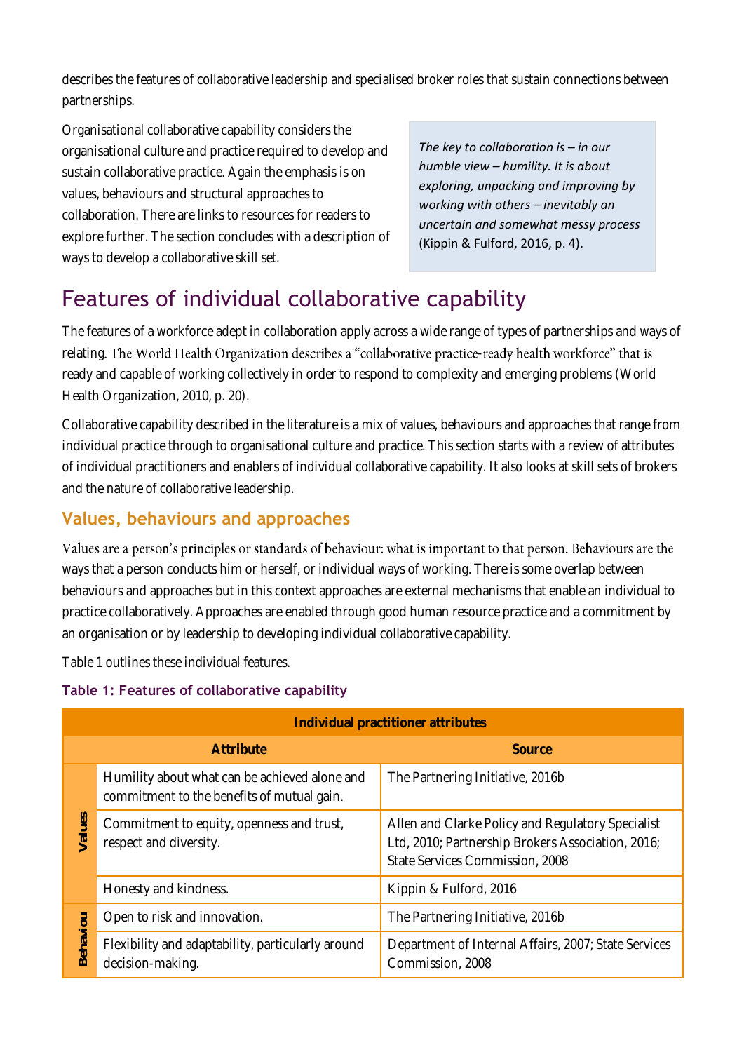describes the features of collaborative leadership and specialised broker roles that sustain connections between partnerships.

Organisational collaborative capability considers the organisational culture and practice required to develop and sustain collaborative practice. Again the emphasis is on values, behaviours and structural approaches to collaboration. There are links to resources for readers to explore further. The section concludes with a description of ways to develop a collaborative skill set.

> *The key to collaboration is – in our humble view – humility. It is about exploring, unpacking and improving by working with others – inevitably an uncertain and somewhat messy process* (Kippin & Fulford, 2016, p. 4).

# Features of individual collaborative capability

The features of a workforce adept in collaboration apply across a wide range of types of partnerships and ways of relating. The World Health Organization describes a "collaborative practice-ready health workforce" that is ready and capable of working collectively in order to respond to complexity and emerging problems (World Health Organization, 2010, p. 20).

Collaborative capability described in the literature is a mix of values, behaviours and approaches that range from individual practice through to organisational culture and practice. This section starts with a review of attributes of individual practitioners and enablers of individual collaborative capability. It also looks at skill sets of brokers and the nature of collaborative leadership.

## Values, behaviours and approaches

Values are a person's principles or standards of behaviour: what is important to that person. Behaviours are the ways that a person conducts him or herself, or individual ways of working. There is some overlap between behaviours and approaches but in this context approaches are external mechanisms that enable an individual to practice collaboratively. Approaches are enabled through good human resource practice and a commitment by an organisation or by leadership to developing individual collaborative capability.

Table 1 outlines these individual features.

**Table 1: Features of collaborative capability**

| Individual practitioner attributes | | |
|---|---|---|
| | **Attribute** | **Source** |
| **Values** | Humility about what can be achieved alone and commitment to the benefits of mutual gain. | The Partnering Initiative, 2016b |
| | Commitment to equity, openness and trust, respect and diversity. | Allen and Clarke Policy and Regulatory Specialist Ltd, 2010; Partnership Brokers Association, 2016; State Services Commission, 2008 |
| | Honesty and kindness. | Kippin & Fulford, 2016 |
| **Behaviou** | Open to risk and innovation. | The Partnering Initiative, 2016b |
| | Flexibility and adaptability, particularly around decision-making. | Department of Internal Affairs, 2007; State Services Commission, 2008 |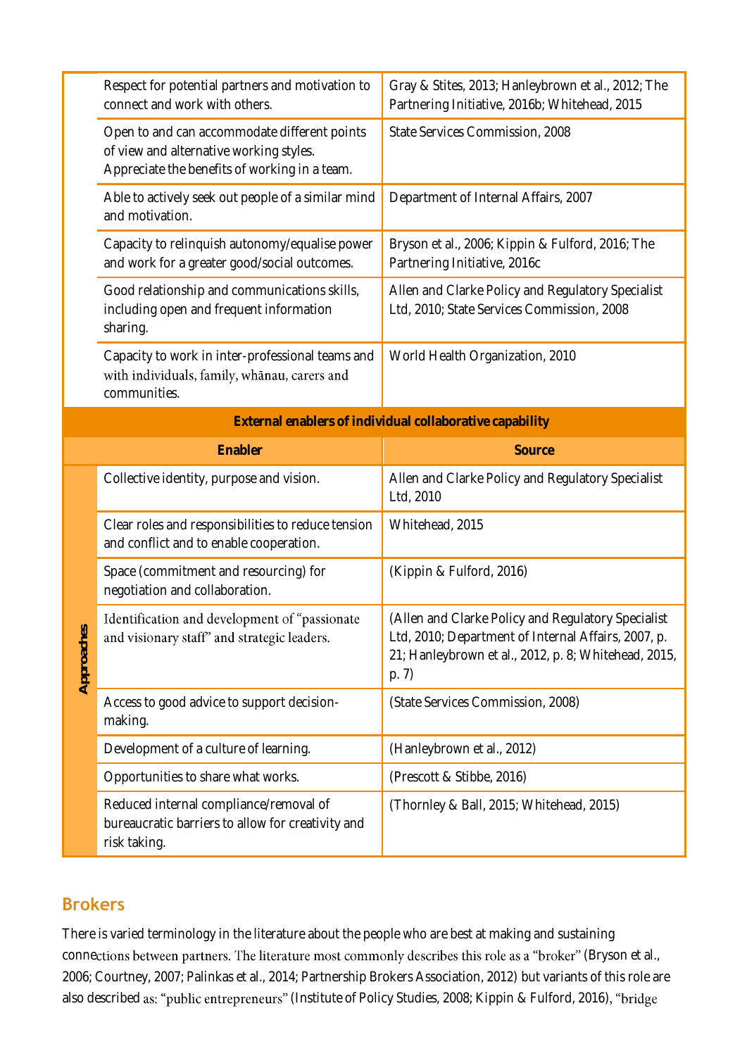| | | |
|---|---|---|
| | Respect for potential partners and motivation to connect and work with others. | Gray & Stites, 2013; Hanleybrown et al., 2012; The Partnering Initiative, 2016b; Whitehead, 2015 |
| | Open to and can accommodate different points of view and alternative working styles. Appreciate the benefits of working in a team. | State Services Commission, 2008 |
| | Able to actively seek out people of a similar mind and motivation. | Department of Internal Affairs, 2007 |
| | Capacity to relinquish autonomy/equalise power and work for a greater good/social outcomes. | Bryson et al., 2006; Kippin & Fulford, 2016; The Partnering Initiative, 2016c |
| | Good relationship and communications skills, including open and frequent information sharing. | Allen and Clarke Policy and Regulatory Specialist Ltd, 2010; State Services Commission, 2008 |
| | Capacity to work in inter-professional teams and with individuals, family, whānau, carers and communities. | World Health Organization, 2010 |
| **External enablers of individual collaborative capability** | | |
| | **Enabler** | **Source** |
| Approaches | Collective identity, purpose and vision. | Allen and Clarke Policy and Regulatory Specialist Ltd, 2010 |
| | Clear roles and responsibilities to reduce tension and conflict and to enable cooperation. | Whitehead, 2015 |
| | Space (commitment and resourcing) for negotiation and collaboration. | (Kippin & Fulford, 2016) |
| | Identification and development of "passionate and visionary staff" and strategic leaders. | (Allen and Clarke Policy and Regulatory Specialist Ltd, 2010; Department of Internal Affairs, 2007, p. 21; Hanleybrown et al., 2012, p. 8; Whitehead, 2015, p. 7) |
| | Access to good advice to support decision-making. | (State Services Commission, 2008) |
| | Development of a culture of learning. | (Hanleybrown et al., 2012) |
| | Opportunities to share what works. | (Prescott & Stibbe, 2016) |
| | Reduced internal compliance/removal of bureaucratic barriers to allow for creativity and risk taking. | (Thornley & Ball, 2015; Whitehead, 2015) |

## Brokers

There is varied terminology in the literature about the people who are best at making and sustaining connections between partners. The literature most commonly describes this role as a "broker" (Bryson et al., 2006; Courtney, 2007; Palinkas et al., 2014; Partnership Brokers Association, 2012) but variants of this role are also described as: "public entrepreneurs" (Institute of Policy Studies, 2008; Kippin & Fulford, 2016), "bridge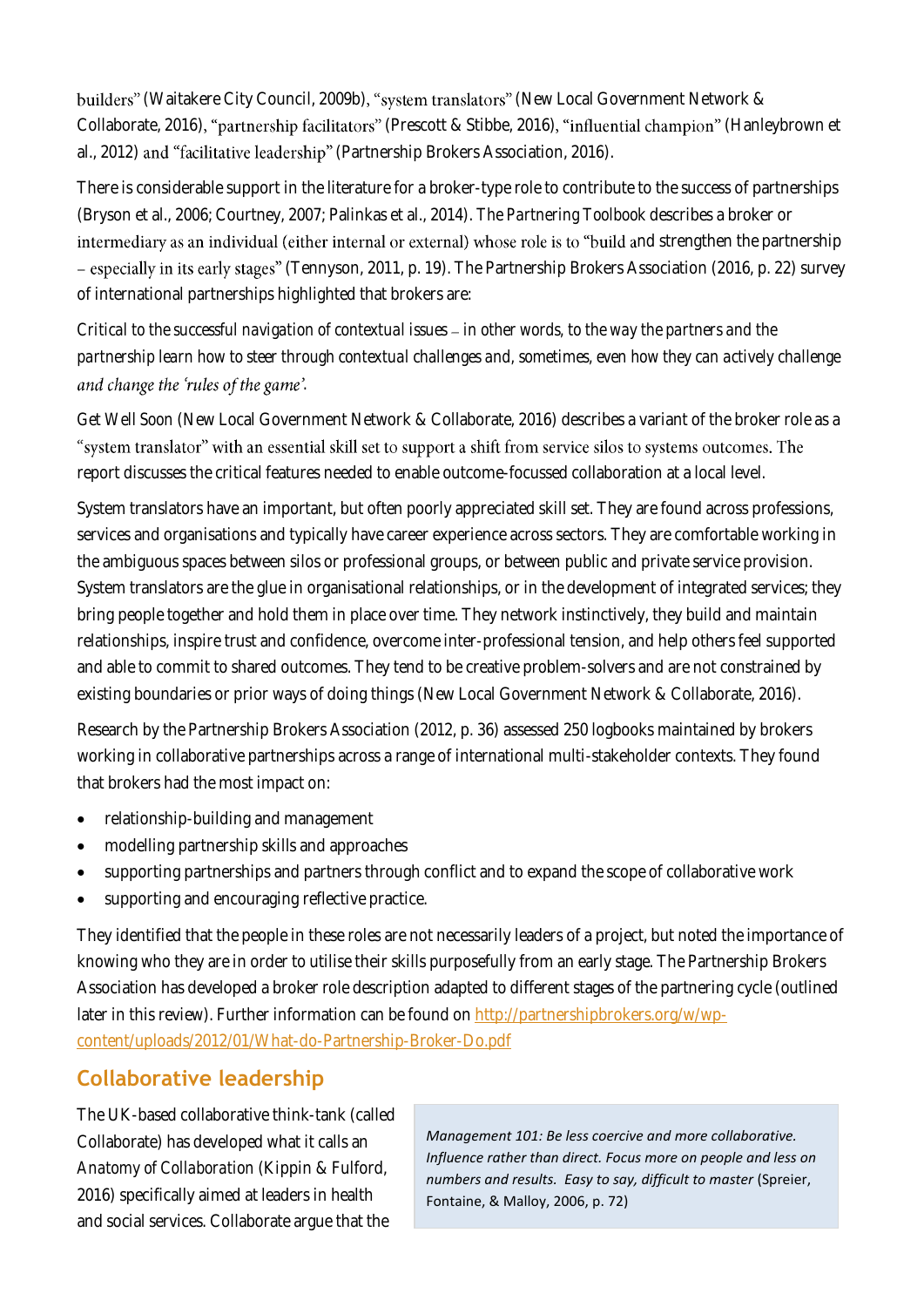builders" (Waitakere City Council, 2009b), "system translators" (New Local Government Network & Collaborate, 2016), "partnership facilitators" (Prescott & Stibbe, 2016), "influential champion" (Hanleybrown et al., 2012) and "facilitative leadership" (Partnership Brokers Association, 2016).

There is considerable support in the literature for a broker-type role to contribute to the success of partnerships (Bryson et al., 2006; Courtney, 2007; Palinkas et al., 2014). *The Partnering Toolbook* describes a broker or intermediary as an individual (either internal or external) whose role is to "build and strengthen the partnership – especially in its early stages" (Tennyson, 2011, p. 19). The Partnership Brokers Association (2016, p. 22) survey of international partnerships highlighted that brokers are:

*Critical to the successful navigation of contextual issues – in other words, to the way the partners and the partnership learn how to steer through contextual challenges and, sometimes, even how they can actively challenge and change the 'rules of the game'.*

Get Well Soon (New Local Government Network & Collaborate, 2016) describes a variant of the broker role as a "system translator" with an essential skill set to support a shift from service silos to systems outcomes. The report discusses the critical features needed to enable outcome-focussed collaboration at a local level.

System translators have an important, but often poorly appreciated skill set. They are found across professions, services and organisations and typically have career experience across sectors. They are comfortable working in the ambiguous spaces between silos or professional groups, or between public and private service provision. System translators are the glue in organisational relationships, or in the development of integrated services; they bring people together and hold them in place over time. They network instinctively, they build and maintain relationships, inspire trust and confidence, overcome inter-professional tension, and help others feel supported and able to commit to shared outcomes. They tend to be creative problem-solvers and are not constrained by existing boundaries or prior ways of doing things (New Local Government Network & Collaborate, 2016).

Research by the Partnership Brokers Association (2012, p. 36) assessed 250 logbooks maintained by brokers working in collaborative partnerships across a range of international multi-stakeholder contexts. They found that brokers had the most impact on:

- relationship-building and management
- modelling partnership skills and approaches
- supporting partnerships and partners through conflict and to expand the scope of collaborative work
- supporting and encouraging reflective practice.

They identified that the people in these roles are not necessarily leaders of a project, but noted the importance of knowing who they are in order to utilise their skills purposefully from an early stage. The Partnership Brokers Association has developed a broker role description adapted to different stages of the partnering cycle (outlined later in this review). Further information can be found on http://partnershipbrokers.org/w/wp-content/uploads/2012/01/What-do-Partnership-Broker-Do.pdf

## Collaborative leadership

The UK-based collaborative think-tank (called Collaborate) has developed what it calls an *Anatomy of Collaboration* (Kippin & Fulford, 2016) specifically aimed at leaders in health and social services. Collaborate argue that the

> *Management 101: Be less coercive and more collaborative. Influence rather than direct. Focus more on people and less on numbers and results. Easy to say, difficult to master* (Spreier, Fontaine, & Malloy, 2006, p. 72)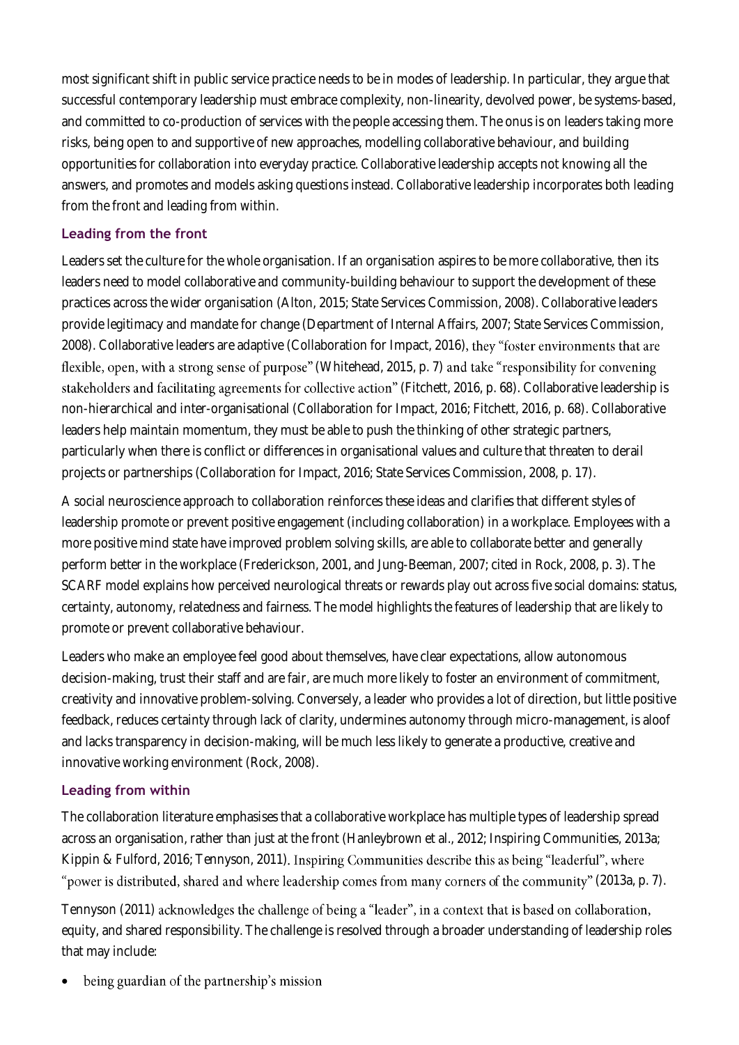most significant shift in public service practice needs to be in modes of leadership. In particular, they argue that successful contemporary leadership must embrace complexity, non-linearity, devolved power, be systems-based, and committed to co-production of services with the people accessing them. The onus is on leaders taking more risks, being open to and supportive of new approaches, modelling collaborative behaviour, and building opportunities for collaboration into everyday practice. Collaborative leadership accepts not knowing all the answers, and promotes and models asking questions instead. Collaborative leadership incorporates both leading from the front and leading from within.

### Leading from the front

Leaders set the culture for the whole organisation. If an organisation aspires to be more collaborative, then its leaders need to model collaborative and community-building behaviour to support the development of these practices across the wider organisation (Alton, 2015; State Services Commission, 2008). Collaborative leaders provide legitimacy and mandate for change (Department of Internal Affairs, 2007; State Services Commission, 2008). Collaborative leaders are adaptive (Collaboration for Impact, 2016), they "foster environments that are flexible, open, with a strong sense of purpose" (Whitehead, 2015, p. 7) and take "responsibility for convening stakeholders and facilitating agreements for collective action" (Fitchett, 2016, p. 68). Collaborative leadership is non-hierarchical and inter-organisational (Collaboration for Impact, 2016; Fitchett, 2016, p. 68). Collaborative leaders help maintain momentum, they must be able to push the thinking of other strategic partners, particularly when there is conflict or differences in organisational values and culture that threaten to derail projects or partnerships (Collaboration for Impact, 2016; State Services Commission, 2008, p. 17).

A social neuroscience approach to collaboration reinforces these ideas and clarifies that different styles of leadership promote or prevent positive engagement (including collaboration) in a workplace. Employees with a more positive mind state have improved problem solving skills, are able to collaborate better and generally perform better in the workplace (Frederickson, 2001, and Jung-Beeman, 2007; cited in Rock, 2008, p. 3). The SCARF model explains how perceived neurological threats or rewards play out across five social domains: status, certainty, autonomy, relatedness and fairness. The model highlights the features of leadership that are likely to promote or prevent collaborative behaviour.

Leaders who make an employee feel good about themselves, have clear expectations, allow autonomous decision-making, trust their staff and are fair, are much more likely to foster an environment of commitment, creativity and innovative problem-solving. Conversely, a leader who provides a lot of direction, but little positive feedback, reduces certainty through lack of clarity, undermines autonomy through micro-management, is aloof and lacks transparency in decision-making, will be much less likely to generate a productive, creative and innovative working environment (Rock, 2008).

### Leading from within

The collaboration literature emphasises that a collaborative workplace has multiple types of leadership spread across an organisation, rather than just at the front (Hanleybrown et al., 2012; Inspiring Communities, 2013a; Kippin & Fulford, 2016; Tennyson, 2011). Inspiring Communities describe this as being "leaderful", where "power is distributed, shared and where leadership comes from many corners of the community" (2013a, p. 7).

Tennyson (2011) acknowledges the challenge of being a "leader", in a context that is based on collaboration, equity, and shared responsibility. The challenge is resolved through a broader understanding of leadership roles that may include:

- being guardian of the partnership's mission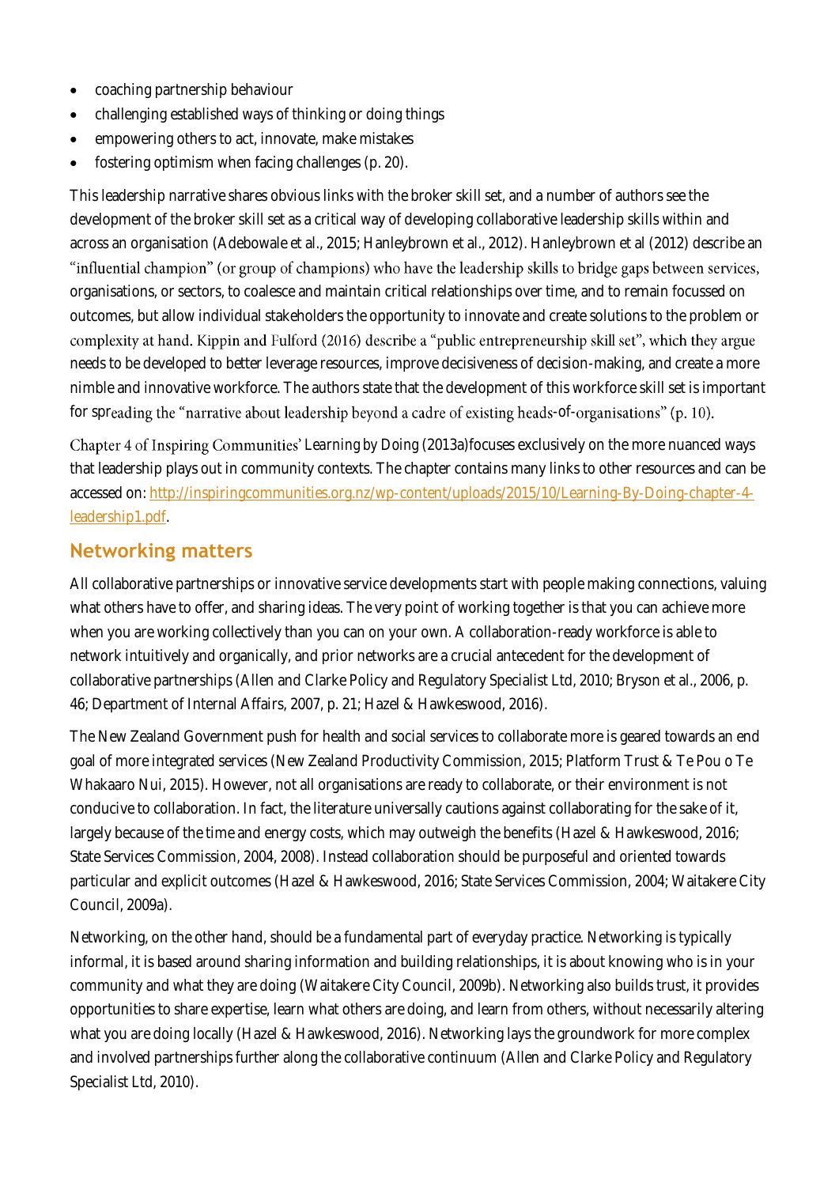- coaching partnership behaviour
- challenging established ways of thinking or doing things
- empowering others to act, innovate, make mistakes
- fostering optimism when facing challenges (p. 20).

This leadership narrative shares obvious links with the broker skill set, and a number of authors see the development of the broker skill set as a critical way of developing collaborative leadership skills within and across an organisation (Adebowale et al., 2015; Hanleybrown et al., 2012). Hanleybrown et al (2012) describe an "influential champion" (or group of champions) who have the leadership skills to bridge gaps between services, organisations, or sectors, to coalesce and maintain critical relationships over time, and to remain focussed on outcomes, but allow individual stakeholders the opportunity to innovate and create solutions to the problem or complexity at hand. Kippin and Fulford (2016) describe a "public entrepreneurship skill set", which they argue needs to be developed to better leverage resources, improve decisiveness of decision-making, and create a more nimble and innovative workforce. The authors state that the development of this workforce skill set is important for spreading the "narrative about leadership beyond a cadre of existing heads-of-organisations" (p. 10).

Chapter 4 of Inspiring Communities' *Learning by Doing* (2013a)focuses exclusively on the more nuanced ways that leadership plays out in community contexts. The chapter contains many links to other resources and can be accessed on: [http://inspiringcommunities.org.nz/wp-content/uploads/2015/10/Learning-By-Doing-chapter-4-leadership1.pdf](http://inspiringcommunities.org.nz/wp-content/uploads/2015/10/Learning-By-Doing-chapter-4-leadership1.pdf).

## Networking matters

All collaborative partnerships or innovative service developments start with people making connections, valuing what others have to offer, and sharing ideas. The very point of working together is that you can achieve more when you are working collectively than you can on your own. A collaboration-ready workforce is able to network intuitively and organically, and prior networks are a crucial antecedent for the development of collaborative partnerships (Allen and Clarke Policy and Regulatory Specialist Ltd, 2010; Bryson et al., 2006, p. 46; Department of Internal Affairs, 2007, p. 21; Hazel & Hawkeswood, 2016).

The New Zealand Government push for health and social services to collaborate more is geared towards an end goal of more integrated services (New Zealand Productivity Commission, 2015; Platform Trust & Te Pou o Te Whakaaro Nui, 2015). However, not all organisations are ready to collaborate, or their environment is not conducive to collaboration. In fact, the literature universally cautions against collaborating for the sake of it, largely because of the time and energy costs, which may outweigh the benefits (Hazel & Hawkeswood, 2016; State Services Commission, 2004, 2008). Instead collaboration should be purposeful and oriented towards particular and explicit outcomes (Hazel & Hawkeswood, 2016; State Services Commission, 2004; Waitakere City Council, 2009a).

Networking, on the other hand, should be a fundamental part of everyday practice. Networking is typically informal, it is based around sharing information and building relationships, it is about knowing who is in your community and what they are doing (Waitakere City Council, 2009b). Networking also builds trust, it provides opportunities to share expertise, learn what others are doing, and learn from others, without necessarily altering what you are doing locally (Hazel & Hawkeswood, 2016). Networking lays the groundwork for more complex and involved partnerships further along the collaborative continuum (Allen and Clarke Policy and Regulatory Specialist Ltd, 2010).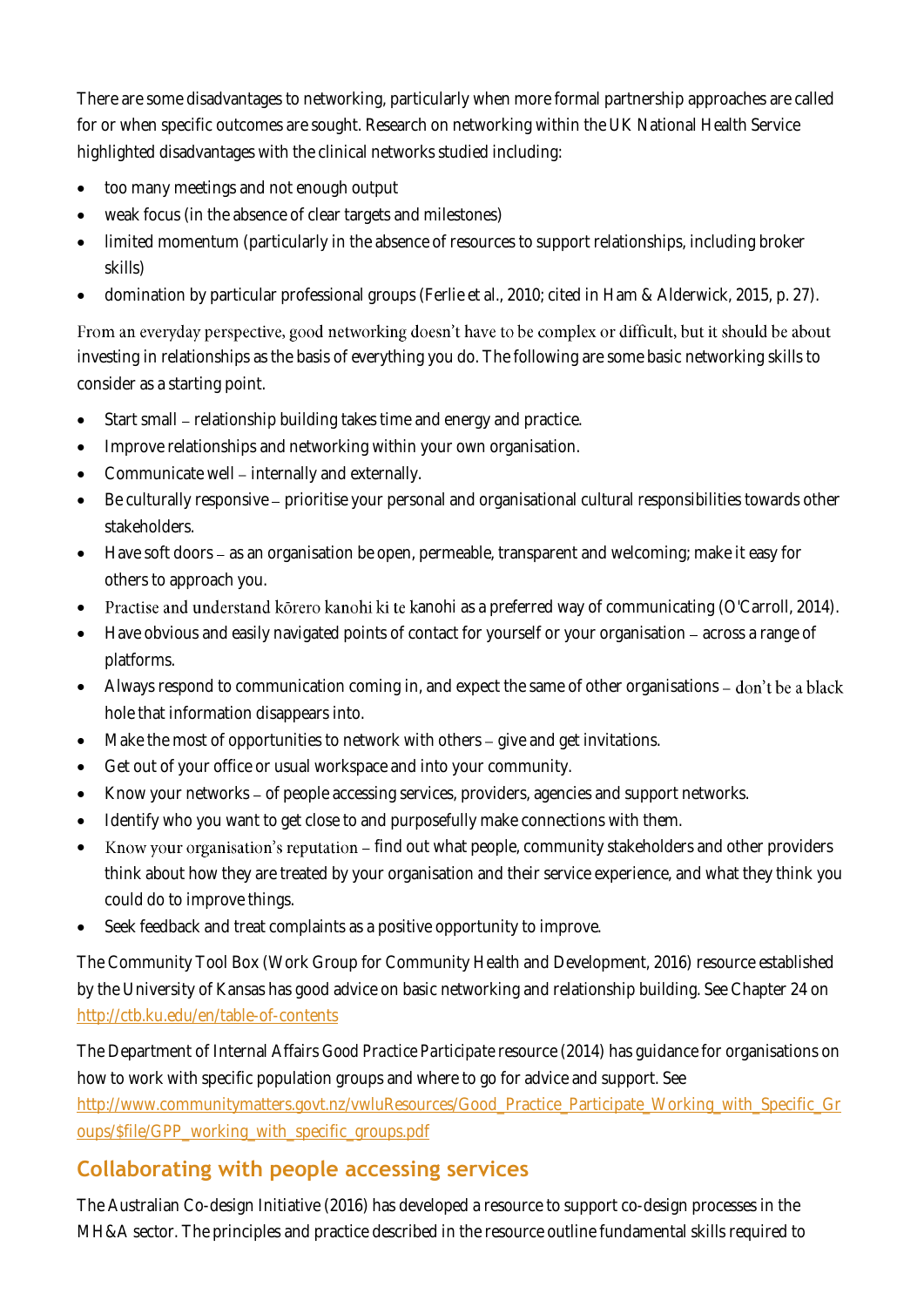There are some disadvantages to networking, particularly when more formal partnership approaches are called for or when specific outcomes are sought. Research on networking within the UK National Health Service highlighted disadvantages with the clinical networks studied including:

- too many meetings and not enough output
- weak focus (in the absence of clear targets and milestones)
- limited momentum (particularly in the absence of resources to support relationships, including broker skills)
- domination by particular professional groups (Ferlie et al., 2010; cited in Ham & Alderwick, 2015, p. 27).

From an everyday perspective, good networking doesn't have to be complex or difficult, but it should be about investing in relationships as the basis of everything you do. The following are some basic networking skills to consider as a starting point.

- Start small – relationship building takes time and energy and practice.
- Improve relationships and networking within your own organisation.
- Communicate well – internally and externally.
- Be culturally responsive – prioritise your personal and organisational cultural responsibilities towards other stakeholders.
- Have soft doors – as an organisation be open, permeable, transparent and welcoming; make it easy for others to approach you.
- Practise and understand kōrero kanohi ki te kanohi as a preferred way of communicating (O'Carroll, 2014).
- Have obvious and easily navigated points of contact for yourself or your organisation – across a range of platforms.
- Always respond to communication coming in, and expect the same of other organisations – don't be a black hole that information disappears into.
- Make the most of opportunities to network with others – give and get invitations.
- Get out of your office or usual workspace and into your community.
- Know your networks – of people accessing services, providers, agencies and support networks.
- Identify who you want to get close to and purposefully make connections with them.
- Know your organisation's reputation – find out what people, community stakeholders and other providers think about how they are treated by your organisation and their service experience, and what they think you could do to improve things.
- Seek feedback and treat complaints as a positive opportunity to improve.

The Community Tool Box (Work Group for Community Health and Development, 2016) resource established by the University of Kansas has good advice on basic networking and relationship building. See Chapter 24 on http://ctb.ku.edu/en/table-of-contents

The Department of Internal Affairs *Good Practice Participate* resource (2014) has guidance for organisations on how to work with specific population groups and where to go for advice and support. See http://www.communitymatters.govt.nz/vwluResources/Good_Practice_Participate_Working_with_Specific_Groups/$file/GPP_working_with_specific_groups.pdf

## Collaborating with people accessing services

The Australian Co-design Initiative (2016) has developed a resource to support co-design processes in the MH&A sector. The principles and practice described in the resource outline fundamental skills required to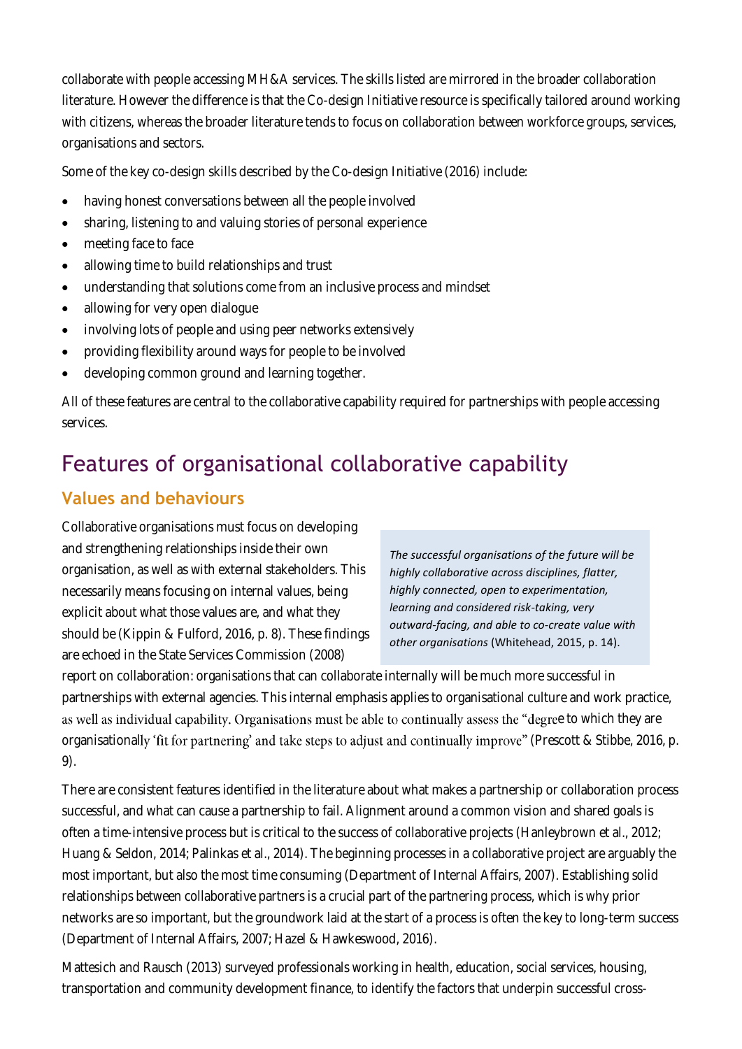collaborate with people accessing MH&A services. The skills listed are mirrored in the broader collaboration literature. However the difference is that the Co-design Initiative resource is specifically tailored around working with citizens, whereas the broader literature tends to focus on collaboration between workforce groups, services, organisations and sectors.

Some of the key co-design skills described by the Co-design Initiative (2016) include:

- having honest conversations between all the people involved
- sharing, listening to and valuing stories of personal experience
- meeting face to face
- allowing time to build relationships and trust
- understanding that solutions come from an inclusive process and mindset
- allowing for very open dialogue
- involving lots of people and using peer networks extensively
- providing flexibility around ways for people to be involved
- developing common ground and learning together.

All of these features are central to the collaborative capability required for partnerships with people accessing services.

# Features of organisational collaborative capability

## Values and behaviours

> *The successful organisations of the future will be highly collaborative across disciplines, flatter, highly connected, open to experimentation, learning and considered risk-taking, very outward-facing, and able to co-create value with other organisations* (Whitehead, 2015, p. 14).

Collaborative organisations must focus on developing and strengthening relationships inside their own organisation, as well as with external stakeholders. This necessarily means focusing on internal values, being explicit about what those values are, and what they should be (Kippin & Fulford, 2016, p. 8). These findings are echoed in the State Services Commission (2008) report on collaboration: organisations that can collaborate internally will be much more successful in partnerships with external agencies. This internal emphasis applies to organisational culture and work practice, as well as individual capability. Organisations must be able to continually assess the "degree to which they are organisationally 'fit for partnering' and take steps to adjust and continually improve" (Prescott & Stibbe, 2016, p. 9).

There are consistent features identified in the literature about what makes a partnership or collaboration process successful, and what can cause a partnership to fail. Alignment around a common vision and shared goals is often a time-intensive process but is critical to the success of collaborative projects (Hanleybrown et al., 2012; Huang & Seldon, 2014; Palinkas et al., 2014). The beginning processes in a collaborative project are arguably the most important, but also the most time consuming (Department of Internal Affairs, 2007). Establishing solid relationships between collaborative partners is a crucial part of the partnering process, which is why prior networks are so important, but the groundwork laid at the start of a process is often the key to long-term success (Department of Internal Affairs, 2007; Hazel & Hawkeswood, 2016).

Mattesich and Rausch (2013) surveyed professionals working in health, education, social services, housing, transportation and community development finance, to identify the factors that underpin successful cross-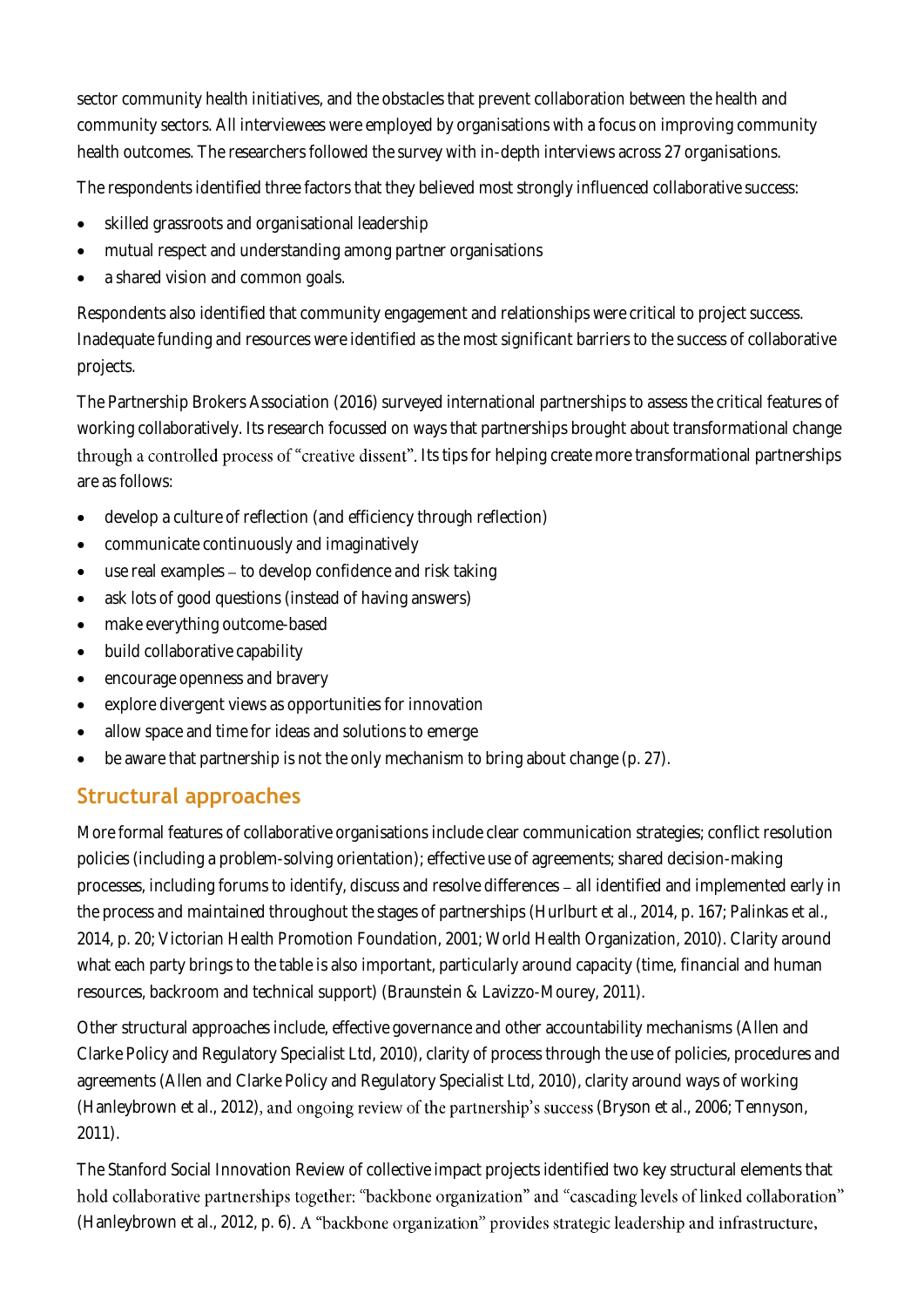sector community health initiatives, and the obstacles that prevent collaboration between the health and community sectors. All interviewees were employed by organisations with a focus on improving community health outcomes. The researchers followed the survey with in-depth interviews across 27 organisations.

The respondents identified three factors that they believed most strongly influenced collaborative success:

- skilled grassroots and organisational leadership
- mutual respect and understanding among partner organisations
- a shared vision and common goals.

Respondents also identified that community engagement and relationships were critical to project success. Inadequate funding and resources were identified as the most significant barriers to the success of collaborative projects.

The Partnership Brokers Association (2016) surveyed international partnerships to assess the critical features of working collaboratively. Its research focussed on ways that partnerships brought about transformational change through a controlled process of "creative dissent". Its tips for helping create more transformational partnerships are as follows:

- develop a culture of reflection (and efficiency through reflection)
- communicate continuously and imaginatively
- use real examples – to develop confidence and risk taking
- ask lots of good questions (instead of having answers)
- make everything outcome-based
- build collaborative capability
- encourage openness and bravery
- explore divergent views as opportunities for innovation
- allow space and time for ideas and solutions to emerge
- be aware that partnership is not the only mechanism to bring about change (p. 27).

## Structural approaches

More formal features of collaborative organisations include clear communication strategies; conflict resolution policies (including a problem-solving orientation); effective use of agreements; shared decision-making processes, including forums to identify, discuss and resolve differences – all identified and implemented early in the process and maintained throughout the stages of partnerships (Hurlburt et al., 2014, p. 167; Palinkas et al., 2014, p. 20; Victorian Health Promotion Foundation, 2001; World Health Organization, 2010). Clarity around what each party brings to the table is also important, particularly around capacity (time, financial and human resources, backroom and technical support) (Braunstein & Lavizzo-Mourey, 2011).

Other structural approaches include, effective governance and other accountability mechanisms (Allen and Clarke Policy and Regulatory Specialist Ltd, 2010), clarity of process through the use of policies, procedures and agreements (Allen and Clarke Policy and Regulatory Specialist Ltd, 2010), clarity around ways of working (Hanleybrown et al., 2012), and ongoing review of the partnership's success (Bryson et al., 2006; Tennyson, 2011).

The Stanford Social Innovation Review of collective impact projects identified two key structural elements that hold collaborative partnerships together: "backbone organization" and "cascading levels of linked collaboration" (Hanleybrown et al., 2012, p. 6). A "backbone organization" provides strategic leadership and infrastructure,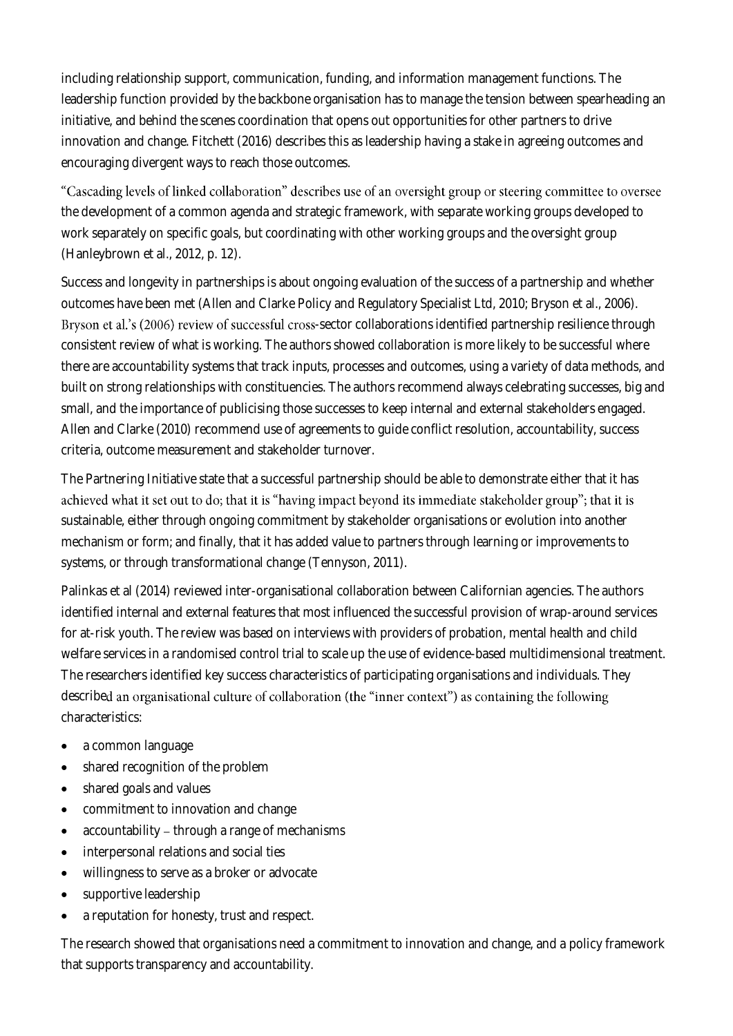including relationship support, communication, funding, and information management functions. The leadership function provided by the backbone organisation has to manage the tension between spearheading an initiative, and behind the scenes coordination that opens out opportunities for other partners to drive innovation and change. Fitchett (2016) describes this as leadership having a stake in agreeing outcomes and encouraging divergent ways to reach those outcomes.

"Cascading levels of linked collaboration" describes use of an oversight group or steering committee to oversee the development of a common agenda and strategic framework, with separate working groups developed to work separately on specific goals, but coordinating with other working groups and the oversight group (Hanleybrown et al., 2012, p. 12).

Success and longevity in partnerships is about ongoing evaluation of the success of a partnership and whether outcomes have been met (Allen and Clarke Policy and Regulatory Specialist Ltd, 2010; Bryson et al., 2006). Bryson et al.'s (2006) review of successful cross-sector collaborations identified partnership resilience through consistent review of what is working. The authors showed collaboration is more likely to be successful where there are accountability systems that track inputs, processes and outcomes, using a variety of data methods, and built on strong relationships with constituencies. The authors recommend always celebrating successes, big and small, and the importance of publicising those successes to keep internal and external stakeholders engaged. Allen and Clarke (2010) recommend use of agreements to guide conflict resolution, accountability, success criteria, outcome measurement and stakeholder turnover.

The Partnering Initiative state that a successful partnership should be able to demonstrate either that it has achieved what it set out to do; that it is "having impact beyond its immediate stakeholder group"; that it is sustainable, either through ongoing commitment by stakeholder organisations or evolution into another mechanism or form; and finally, that it has added value to partners through learning or improvements to systems, or through transformational change (Tennyson, 2011).

Palinkas et al (2014) reviewed inter-organisational collaboration between Californian agencies. The authors identified internal and external features that most influenced the successful provision of wrap-around services for at-risk youth. The review was based on interviews with providers of probation, mental health and child welfare services in a randomised control trial to scale up the use of evidence-based multidimensional treatment. The researchers identified key success characteristics of participating organisations and individuals. They described an organisational culture of collaboration (the "inner context") as containing the following characteristics:

- a common language
- shared recognition of the problem
- shared goals and values
- commitment to innovation and change
- accountability – through a range of mechanisms
- interpersonal relations and social ties
- willingness to serve as a broker or advocate
- supportive leadership
- a reputation for honesty, trust and respect.

The research showed that organisations need a commitment to innovation and change, and a policy framework that supports transparency and accountability.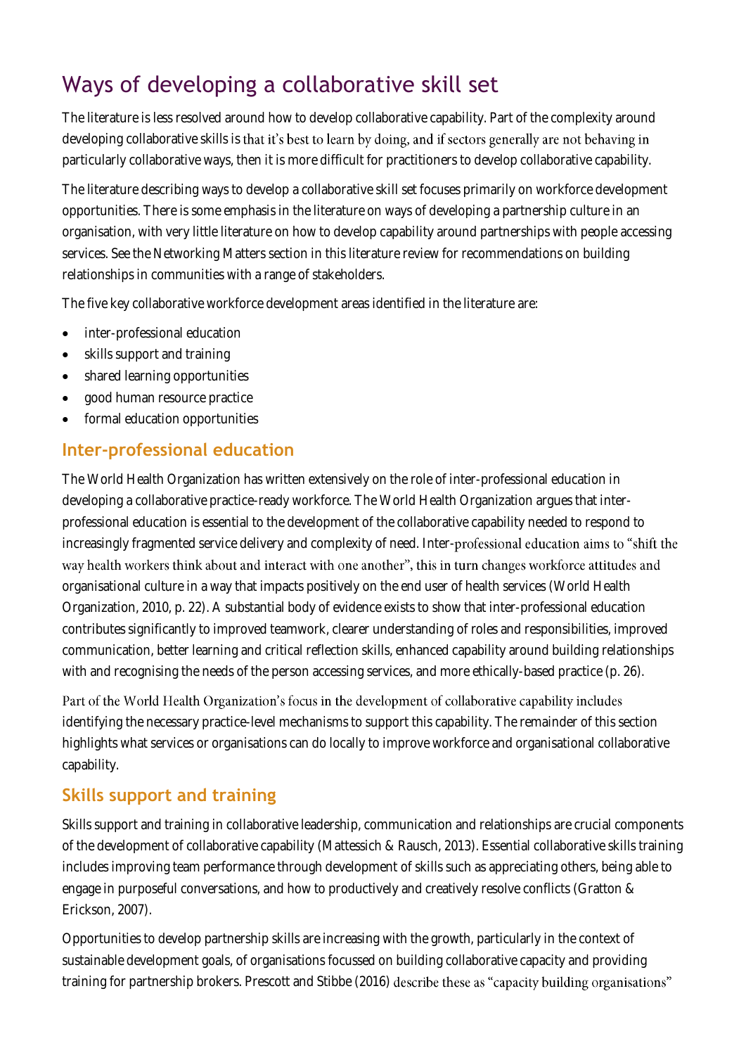## Ways of developing a collaborative skill set

The literature is less resolved around how to develop collaborative capability. Part of the complexity around developing collaborative skills is that it's best to learn by doing, and if sectors generally are not behaving in particularly collaborative ways, then it is more difficult for practitioners to develop collaborative capability.

The literature describing ways to develop a collaborative skill set focuses primarily on workforce development opportunities. There is some emphasis in the literature on ways of developing a partnership culture in an organisation, with very little literature on how to develop capability around partnerships with people accessing services. See the Networking Matters section in this literature review for recommendations on building relationships in communities with a range of stakeholders.

The five key collaborative workforce development areas identified in the literature are:

- inter-professional education
- skills support and training
- shared learning opportunities
- good human resource practice
- formal education opportunities

### Inter-professional education

The World Health Organization has written extensively on the role of inter-professional education in developing a collaborative practice-ready workforce. The World Health Organization argues that inter-professional education is essential to the development of the collaborative capability needed to respond to increasingly fragmented service delivery and complexity of need. Inter-professional education aims to "shift the way health workers think about and interact with one another", this in turn changes workforce attitudes and organisational culture in a way that impacts positively on the end user of health services (World Health Organization, 2010, p. 22). A substantial body of evidence exists to show that inter-professional education contributes significantly to improved teamwork, clearer understanding of roles and responsibilities, improved communication, better learning and critical reflection skills, enhanced capability around building relationships with and recognising the needs of the person accessing services, and more ethically-based practice (p. 26).

Part of the World Health Organization's focus in the development of collaborative capability includes identifying the necessary practice-level mechanisms to support this capability. The remainder of this section highlights what services or organisations can do locally to improve workforce and organisational collaborative capability.

### Skills support and training

Skills support and training in collaborative leadership, communication and relationships are crucial components of the development of collaborative capability (Mattessich & Rausch, 2013). Essential collaborative skills training includes improving team performance through development of skills such as appreciating others, being able to engage in purposeful conversations, and how to productively and creatively resolve conflicts (Gratton & Erickson, 2007).

Opportunities to develop partnership skills are increasing with the growth, particularly in the context of sustainable development goals, of organisations focussed on building collaborative capacity and providing training for partnership brokers. Prescott and Stibbe (2016) describe these as "capacity building organisations"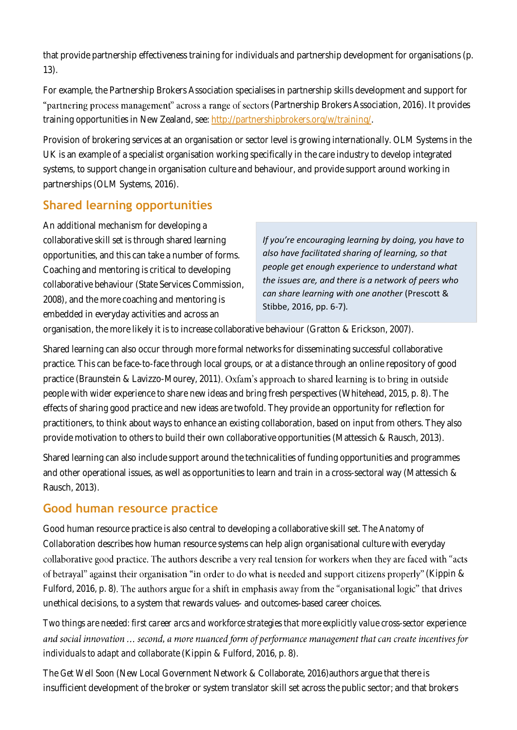that provide partnership effectiveness training for individuals and partnership development for organisations (p. 13).

For example, the Partnership Brokers Association specialises in partnership skills development and support for "partnering process management" across a range of sectors (Partnership Brokers Association, 2016). It provides training opportunities in New Zealand, see: http://partnershipbrokers.org/w/training/.

Provision of brokering services at an organisation or sector level is growing internationally. OLM Systems in the UK is an example of a specialist organisation working specifically in the care industry to develop integrated systems, to support change in organisation culture and behaviour, and provide support around working in partnerships (OLM Systems, 2016).

## Shared learning opportunities

An additional mechanism for developing a collaborative skill set is through shared learning opportunities, and this can take a number of forms. Coaching and mentoring is critical to developing collaborative behaviour (State Services Commission, 2008), and the more coaching and mentoring is embedded in everyday activities and across an organisation, the more likely it is to increase collaborative behaviour (Gratton & Erickson, 2007).

> *If you're encouraging learning by doing, you have to also have facilitated sharing of learning, so that people get enough experience to understand what the issues are, and there is a network of peers who can share learning with one another* (Prescott & Stibbe, 2016, pp. 6-7).

Shared learning can also occur through more formal networks for disseminating successful collaborative practice. This can be face-to-face through local groups, or at a distance through an online repository of good practice (Braunstein & Lavizzo-Mourey, 2011). Oxfam's approach to shared learning is to bring in outside people with wider experience to share new ideas and bring fresh perspectives (Whitehead, 2015, p. 8). The effects of sharing good practice and new ideas are twofold. They provide an opportunity for reflection for practitioners, to think about ways to enhance an existing collaboration, based on input from others. They also provide motivation to others to build their own collaborative opportunities (Mattessich & Rausch, 2013).

Shared learning can also include support around the technicalities of funding opportunities and programmes and other operational issues, as well as opportunities to learn and train in a cross-sectoral way (Mattessich & Rausch, 2013).

## Good human resource practice

Good human resource practice is also central to developing a collaborative skill set. The *Anatomy of Collaboration* describes how human resource systems can help align organisational culture with everyday collaborative good practice. The authors describe a very real tension for workers when they are faced with "acts of betrayal" against their organisation "in order to do what is needed and support citizens properly" (Kippin & Fulford, 2016, p. 8). The authors argue for a shift in emphasis away from the "organisational logic" that drives unethical decisions, to a system that rewards values- and outcomes-based career choices.

*Two things are needed: first career arcs and workforce strategies that more explicitly value cross-sector experience and social innovation … second, a more nuanced form of performance management that can create incentives for individuals to adapt and collaborate* (Kippin & Fulford, 2016, p. 8).

The *Get Well Soon* (New Local Government Network & Collaborate, 2016)authors argue that there is insufficient development of the broker or system translator skill set across the public sector; and that brokers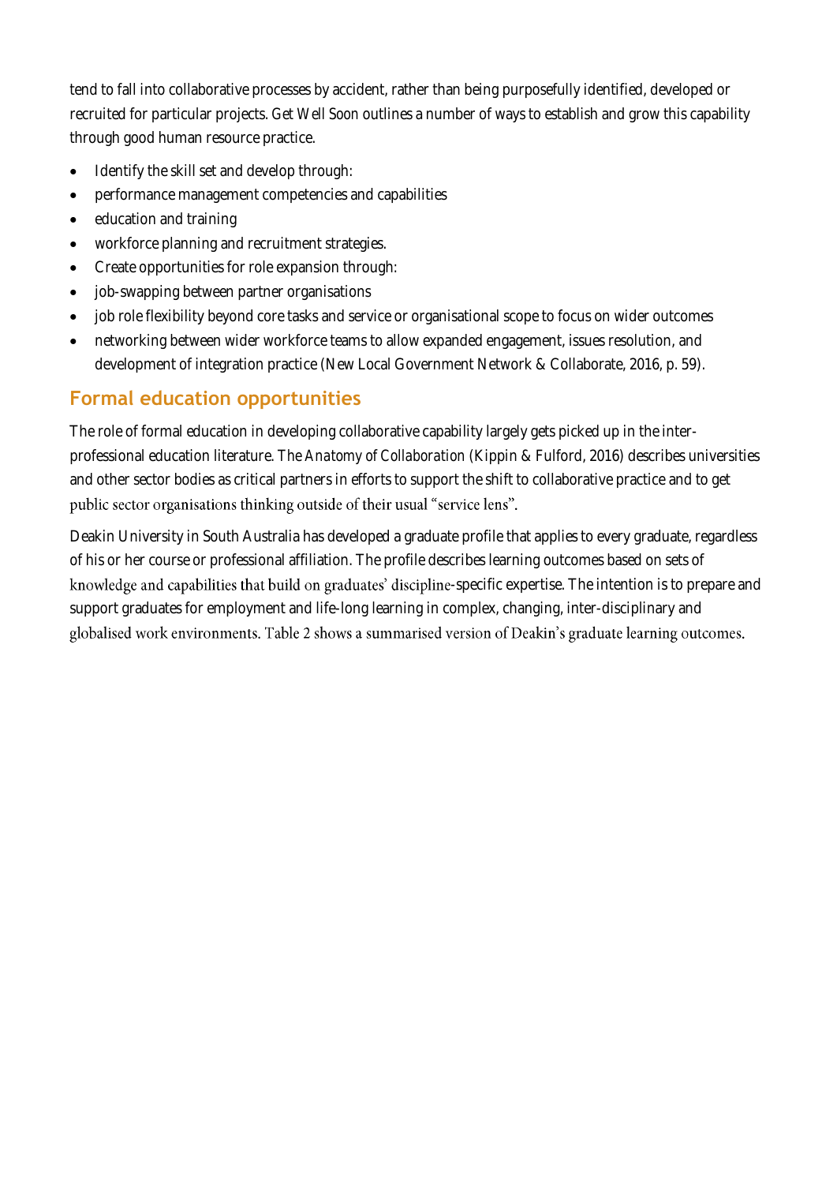tend to fall into collaborative processes by accident, rather than being purposefully identified, developed or recruited for particular projects. *Get Well Soon* outlines a number of ways to establish and grow this capability through good human resource practice.

- Identify the skill set and develop through:
- performance management competencies and capabilities
- education and training
- workforce planning and recruitment strategies.
- Create opportunities for role expansion through:
- job-swapping between partner organisations
- job role flexibility beyond core tasks and service or organisational scope to focus on wider outcomes
- networking between wider workforce teams to allow expanded engagement, issues resolution, and development of integration practice (New Local Government Network & Collaborate, 2016, p. 59).

## Formal education opportunities

The role of formal education in developing collaborative capability largely gets picked up in the inter-professional education literature. *The Anatomy of Collaboration* (Kippin & Fulford, 2016) describes universities and other sector bodies as critical partners in efforts to support the shift to collaborative practice and to get public sector organisations thinking outside of their usual "service lens".

Deakin University in South Australia has developed a graduate profile that applies to every graduate, regardless of his or her course or professional affiliation. The profile describes learning outcomes based on sets of knowledge and capabilities that build on graduates' discipline-specific expertise. The intention is to prepare and support graduates for employment and life-long learning in complex, changing, inter-disciplinary and globalised work environments. Table 2 shows a summarised version of Deakin's graduate learning outcomes.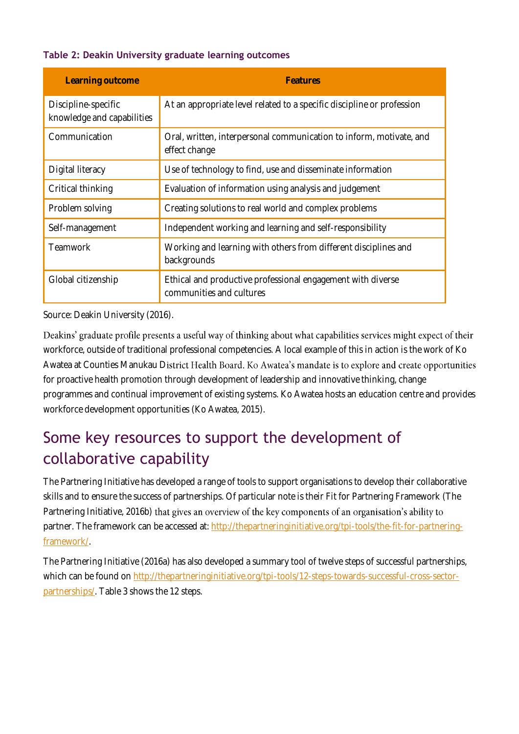**Table 2: Deakin University graduate learning outcomes**

| Learning outcome | Features |
|---|---|
| Discipline-specific knowledge and capabilities | At an appropriate level related to a specific discipline or profession |
| Communication | Oral, written, interpersonal communication to inform, motivate, and effect change |
| Digital literacy | Use of technology to find, use and disseminate information |
| Critical thinking | Evaluation of information using analysis and judgement |
| Problem solving | Creating solutions to real world and complex problems |
| Self-management | Independent working and learning and self-responsibility |
| Teamwork | Working and learning with others from different disciplines and backgrounds |
| Global citizenship | Ethical and productive professional engagement with diverse communities and cultures |

Source: Deakin University (2016).

Deakins' graduate profile presents a useful way of thinking about what capabilities services might expect of their workforce, outside of traditional professional competencies. A local example of this in action is the work of Ko Awatea at Counties Manukau District Health Board. Ko Awatea's mandate is to explore and create opportunities for proactive health promotion through development of leadership and innovative thinking, change programmes and continual improvement of existing systems. Ko Awatea hosts an education centre and provides workforce development opportunities (Ko Awatea, 2015).

## Some key resources to support the development of collaborative capability

The Partnering Initiative has developed a range of tools to support organisations to develop their collaborative skills and to ensure the success of partnerships. Of particular note is their Fit for Partnering Framework (The Partnering Initiative, 2016b) that gives an overview of the key components of an organisation's ability to partner. The framework can be accessed at: http://thepartneringinitiative.org/tpi-tools/the-fit-for-partnering-framework/.

The Partnering Initiative (2016a) has also developed a summary tool of twelve steps of successful partnerships, which can be found on http://thepartneringinitiative.org/tpi-tools/12-steps-towards-successful-cross-sector-partnerships/. Table 3 shows the 12 steps.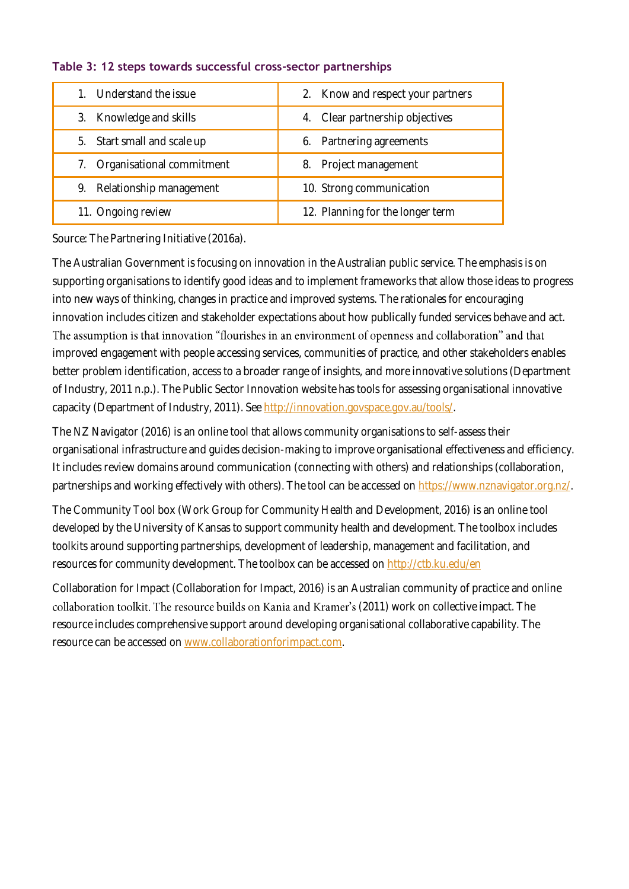**Table 3: 12 steps towards successful cross-sector partnerships**

| | |
|---|---|
| 1. Understand the issue | 2. Know and respect your partners |
| 3. Knowledge and skills | 4. Clear partnership objectives |
| 5. Start small and scale up | 6. Partnering agreements |
| 7. Organisational commitment | 8. Project management |
| 9. Relationship management | 10. Strong communication |
| 11. Ongoing review | 12. Planning for the longer term |

Source: The Partnering Initiative (2016a).

The Australian Government is focusing on innovation in the Australian public service. The emphasis is on supporting organisations to identify good ideas and to implement frameworks that allow those ideas to progress into new ways of thinking, changes in practice and improved systems. The rationales for encouraging innovation includes citizen and stakeholder expectations about how publically funded services behave and act. The assumption is that innovation "flourishes in an environment of openness and collaboration" and that improved engagement with people accessing services, communities of practice, and other stakeholders enables better problem identification, access to a broader range of insights, and more innovative solutions (Department of Industry, 2011 n.p.). The Public Sector Innovation website has tools for assessing organisational innovative capacity (Department of Industry, 2011). See http://innovation.govspace.gov.au/tools/.

The NZ Navigator (2016) is an online tool that allows community organisations to self-assess their organisational infrastructure and guides decision-making to improve organisational effectiveness and efficiency. It includes review domains around communication (connecting with others) and relationships (collaboration, partnerships and working effectively with others). The tool can be accessed on https://www.nznavigator.org.nz/.

The Community Tool box (Work Group for Community Health and Development, 2016) is an online tool developed by the University of Kansas to support community health and development. The toolbox includes toolkits around supporting partnerships, development of leadership, management and facilitation, and resources for community development. The toolbox can be accessed on http://ctb.ku.edu/en

Collaboration for Impact (Collaboration for Impact, 2016) is an Australian community of practice and online collaboration toolkit. The resource builds on Kania and Kramer's (2011) work on collective impact. The resource includes comprehensive support around developing organisational collaborative capability. The resource can be accessed on www.collaborationforimpact.com.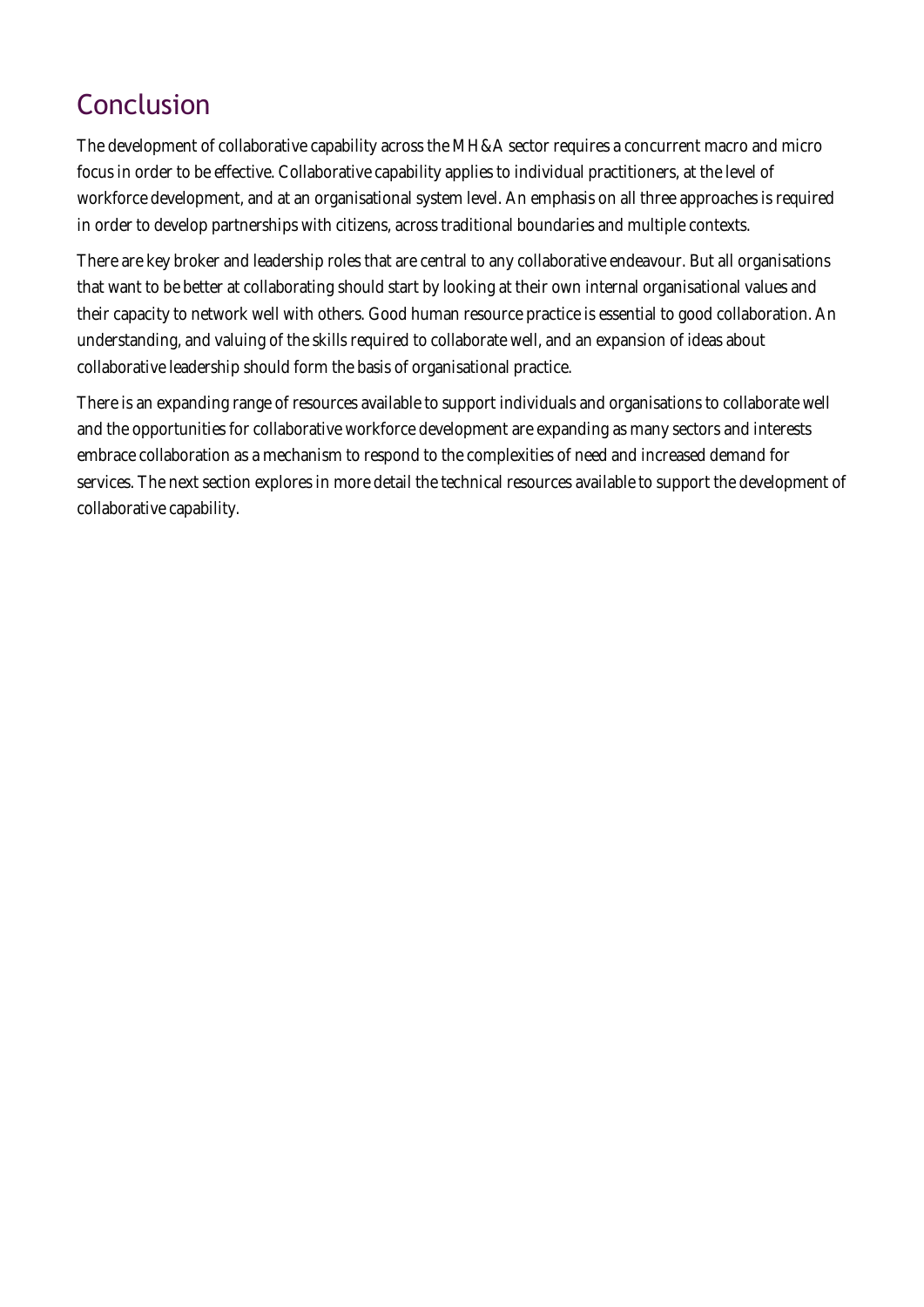## Conclusion

The development of collaborative capability across the MH&A sector requires a concurrent macro and micro focus in order to be effective. Collaborative capability applies to individual practitioners, at the level of workforce development, and at an organisational system level. An emphasis on all three approaches is required in order to develop partnerships with citizens, across traditional boundaries and multiple contexts.

There are key broker and leadership roles that are central to any collaborative endeavour. But all organisations that want to be better at collaborating should start by looking at their own internal organisational values and their capacity to network well with others. Good human resource practice is essential to good collaboration. An understanding, and valuing of the skills required to collaborate well, and an expansion of ideas about collaborative leadership should form the basis of organisational practice.

There is an expanding range of resources available to support individuals and organisations to collaborate well and the opportunities for collaborative workforce development are expanding as many sectors and interests embrace collaboration as a mechanism to respond to the complexities of need and increased demand for services. The next section explores in more detail the technical resources available to support the development of collaborative capability.